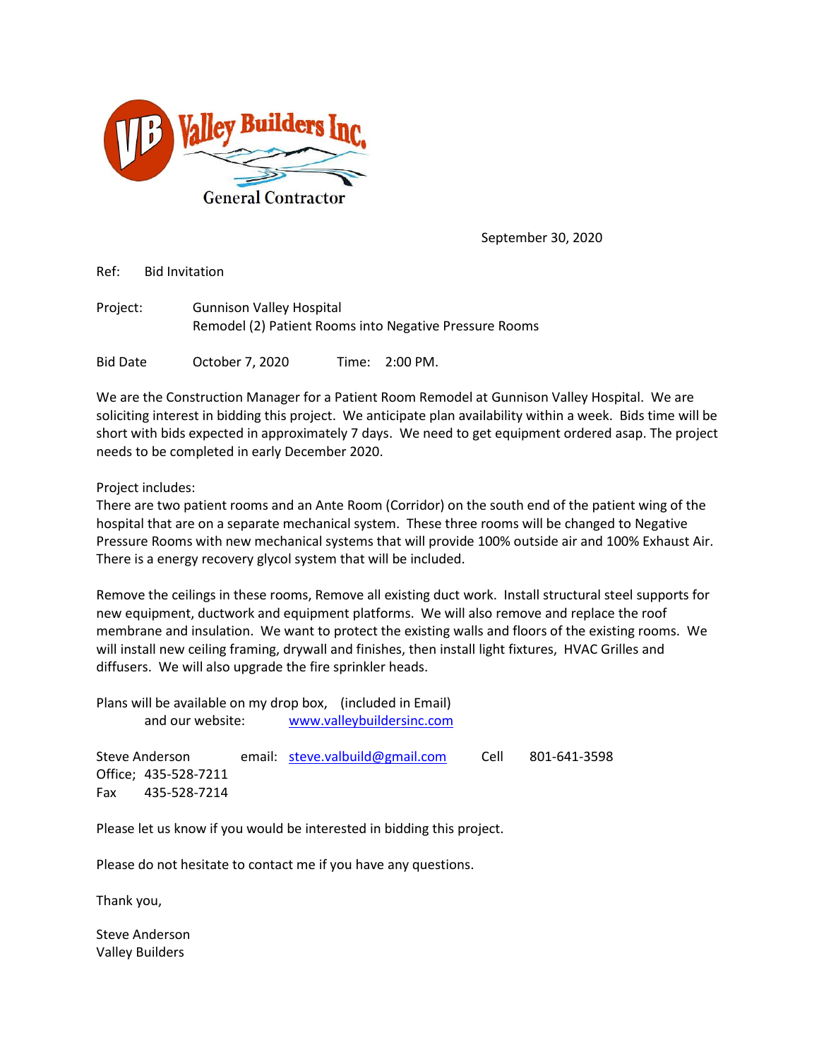Valley Builders Inc.

General Contractor

September 30, 2020

Ref: Bid Invitation

Project: Gunnison Valley Hospital
Remodel (2) Patient Rooms into Negative Pressure Rooms

Bid Date October 7, 2020 Time: 2:00 PM.

We are the Construction Manager for a Patient Room Remodel at Gunnison Valley Hospital. We are soliciting interest in bidding this project. We anticipate plan availability within a week. Bids time will be short with bids expected in approximately 7 days. We need to get equipment ordered asap. The project needs to be completed in early December 2020.

Project includes:
There are two patient rooms and an Ante Room (Corridor) on the south end of the patient wing of the hospital that are on a separate mechanical system. These three rooms will be changed to Negative Pressure Rooms with new mechanical systems that will provide 100% outside air and 100% Exhaust Air. There is a energy recovery glycol system that will be included.

Remove the ceilings in these rooms, Remove all existing duct work. Install structural steel supports for new equipment, ductwork and equipment platforms. We will also remove and replace the roof membrane and insulation. We want to protect the existing walls and floors of the existing rooms. We will install new ceiling framing, drywall and finishes, then install light fixtures, HVAC Grilles and diffusers. We will also upgrade the fire sprinkler heads.

Plans will be available on my drop box, (included in Email)
and our website: www.valleybuildersinc.com

Steve Anderson email: steve.valbuild@gmail.com Cell 801-641-3598
Office; 435-528-7211
Fax 435-528-7214

Please let us know if you would be interested in bidding this project.

Please do not hesitate to contact me if you have any questions.

Thank you,

Steve Anderson
Valley Builders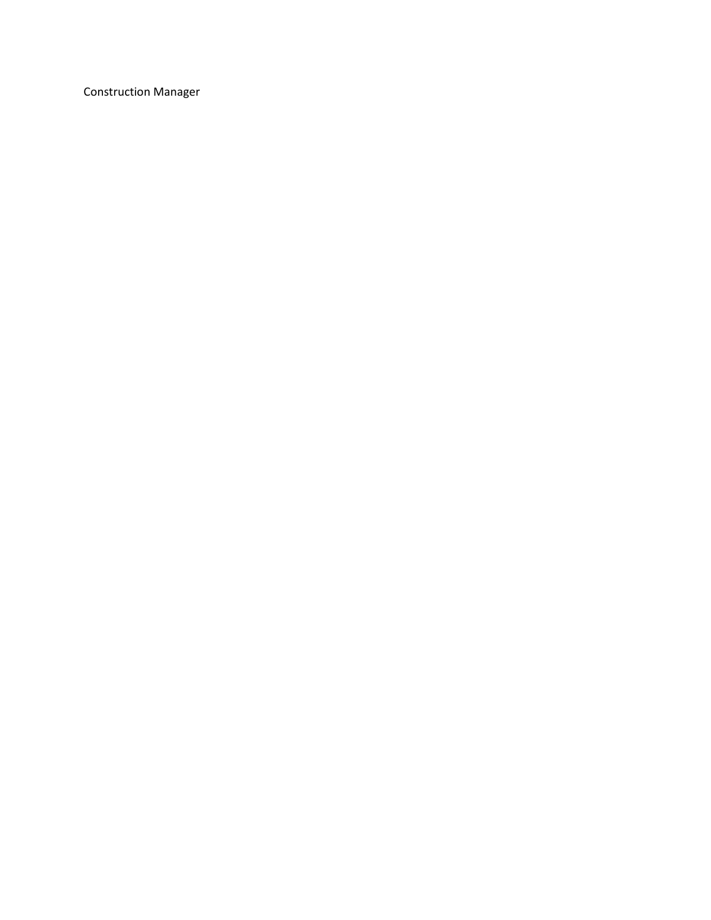Construction Manager